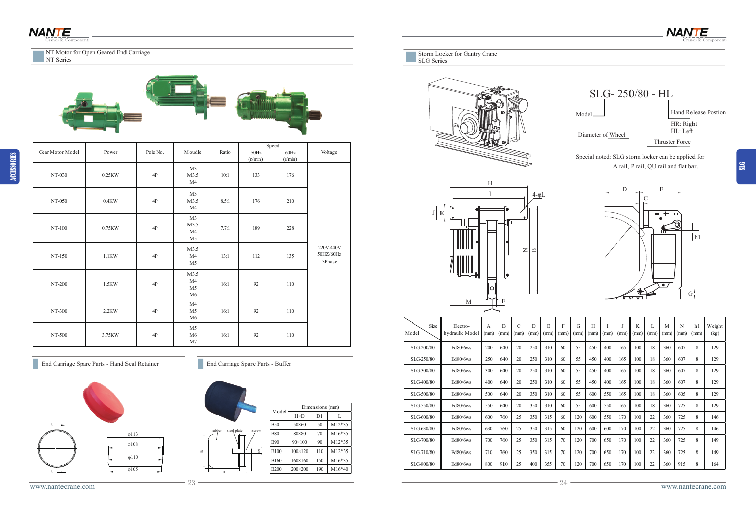## NT Motor for Open Geared End Carriage
NT Series

| Gear Motor Model | Power | Pole No. | Moudle | Ratio | Speed 50Hz (r/min) | Speed 60Hz (r/min) | Voltage |
|---|---|---|---|---|---|---|---|
| NT-030 | 0.25KW | 4P | M3 M3.5 M4 | 10:1 | 133 | 176 | 220V-440V 50HZ/60Hz 3Phase |
| NT-050 | 0.4KW | 4P | M3 M3.5 M4 | 8.5:1 | 176 | 210 | |
| NT-100 | 0.75KW | 4P | M3 M3.5 M4 M5 | 7.7:1 | 189 | 228 | |
| NT-150 | 1.1KW | 4P | M3.5 M4 M5 | 13:1 | 112 | 135 | |
| NT-200 | 1.5KW | 4P | M3.5 M4 M5 M6 | 16:1 | 92 | 110 | |
| NT-300 | 2.2KW | 4P | M4 M5 M6 | 16:1 | 92 | 110 | |
| NT-500 | 3.75KW | 4P | M5 M6 M7 | 16:1 | 92 | 110 | |

## End Carriage Spare Parts - Hand Seal Retainer

φ113, φ108, φ110, φ105

## End Carriage Spare Parts - Buffer

rubber, steel plate, screw

| Model | H×D | D1 | L |
|---|---|---|---|
| B50 | 50×60 | 50 | M12*35 |
| B80 | 80×80 | 70 | M16*35 |
| B90 | 90×100 | 90 | M12*35 |
| B100 | 100×120 | 110 | M12*35 |
| B160 | 160×160 | 150 | M16*35 |
| B200 | 200×200 | 190 | M16*40 |

## Storm Locker for Gantry Crane
SLG Series

SLG- 250/80 - HL

- Model
- Diameter of Wheel
- Thruster Force
- Hand Release Postion
  - HR: Right
  - HL: Left

Special noted: SLG storm locker can be applied for A rail, P rail, QU rail and flat bar.

| Model | Electro-hydraulic Model | A (mm) | B (mm) | C (mm) | D (mm) | E (mm) | F (mm) | G (mm) | H (mm) | I (mm) | J (mm) | K (mm) | L (mm) | M (mm) | N (mm) | h1 (mm) | Weight (kg) |
|---|---|---|---|---|---|---|---|---|---|---|---|---|---|---|---|---|---|
| SLG-200/80 | Ed80/6ws | 200 | 640 | 20 | 250 | 310 | 60 | 55 | 450 | 400 | 165 | 100 | 18 | 360 | 607 | 8 | 129 |
| SLG-250/80 | Ed80/6ws | 250 | 640 | 20 | 250 | 310 | 60 | 55 | 450 | 400 | 165 | 100 | 18 | 360 | 607 | 8 | 129 |
| SLG-300/80 | Ed80/6ws | 300 | 640 | 20 | 250 | 310 | 60 | 55 | 450 | 400 | 165 | 100 | 18 | 360 | 607 | 8 | 129 |
| SLG-400/80 | Ed80/6ws | 400 | 640 | 20 | 250 | 310 | 60 | 55 | 450 | 400 | 165 | 100 | 18 | 360 | 607 | 8 | 129 |
| SLG-500/80 | Ed80/6ws | 500 | 640 | 20 | 350 | 310 | 60 | 55 | 600 | 550 | 165 | 100 | 18 | 360 | 605 | 8 | 129 |
| SLG-550/80 | Ed80/6ws | 550 | 640 | 20 | 350 | 310 | 60 | 55 | 600 | 550 | 165 | 100 | 18 | 360 | 725 | 8 | 129 |
| SLG-600/80 | Ed80/6ws | 600 | 760 | 25 | 350 | 315 | 60 | 120 | 600 | 550 | 170 | 100 | 22 | 360 | 725 | 8 | 146 |
| SLG-630/80 | Ed80/6ws | 630 | 760 | 25 | 350 | 315 | 60 | 120 | 600 | 600 | 170 | 100 | 22 | 360 | 725 | 8 | 146 |
| SLG-700/80 | Ed80/6ws | 700 | 760 | 25 | 350 | 315 | 70 | 120 | 700 | 650 | 170 | 100 | 22 | 360 | 725 | 8 | 149 |
| SLG-710/80 | Ed80/6ws | 710 | 760 | 25 | 350 | 315 | 70 | 120 | 700 | 650 | 170 | 100 | 22 | 360 | 725 | 8 | 149 |
| SLG-800/80 | Ed80/6ws | 800 | 910 | 25 | 400 | 355 | 70 | 120 | 700 | 650 | 170 | 100 | 22 | 360 | 915 | 8 | 164 |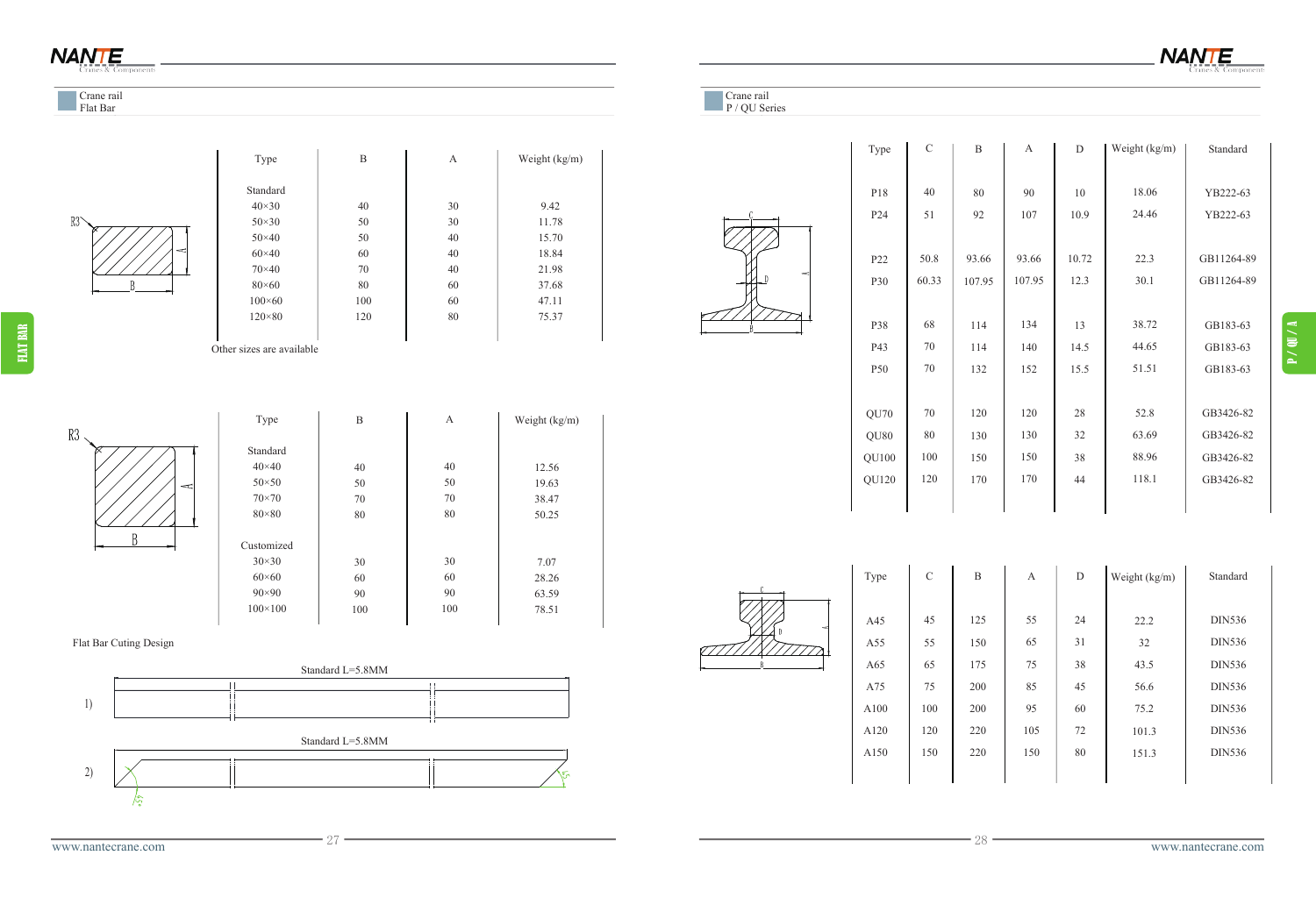## Crane rail
### Flat Bar

| Type | B | A | Weight (kg/m) |
|---|---|---|---|
| Standard | | | |
| 40×30 | 40 | 30 | 9.42 |
| 50×30 | 50 | 30 | 11.78 |
| 50×40 | 50 | 40 | 15.70 |
| 60×40 | 60 | 40 | 18.84 |
| 70×40 | 70 | 40 | 21.98 |
| 80×60 | 80 | 60 | 37.68 |
| 100×60 | 100 | 60 | 47.11 |
| 120×80 | 120 | 80 | 75.37 |

Other sizes are available

| Type | B | A | Weight (kg/m) |
|---|---|---|---|
| Standard | | | |
| 40×40 | 40 | 40 | 12.56 |
| 50×50 | 50 | 50 | 19.63 |
| 70×70 | 70 | 70 | 38.47 |
| 80×80 | 80 | 80 | 50.25 |
| Customized | | | |
| 30×30 | 30 | 30 | 7.07 |
| 60×60 | 60 | 60 | 28.26 |
| 90×90 | 90 | 90 | 63.59 |
| 100×100 | 100 | 100 | 78.51 |

Flat Bar Cuting Design

1) Standard L=5.8MM

2) Standard L=5.8MM

## Crane rail
### P / QU Series

| Type | C | B | A | D | Weight (kg/m) | Standard |
|---|---|---|---|---|---|---|
| P18 | 40 | 80 | 90 | 10 | 18.06 | YB222-63 |
| P24 | 51 | 92 | 107 | 10.9 | 24.46 | YB222-63 |
| P22 | 50.8 | 93.66 | 93.66 | 10.72 | 22.3 | GB11264-89 |
| P30 | 60.33 | 107.95 | 107.95 | 12.3 | 30.1 | GB11264-89 |
| P38 | 68 | 114 | 134 | 13 | 38.72 | GB183-63 |
| P43 | 70 | 114 | 140 | 14.5 | 44.65 | GB183-63 |
| P50 | 70 | 132 | 152 | 15.5 | 51.51 | GB183-63 |
| QU70 | 70 | 120 | 120 | 28 | 52.8 | GB3426-82 |
| QU80 | 80 | 130 | 130 | 32 | 63.69 | GB3426-82 |
| QU100 | 100 | 150 | 150 | 38 | 88.96 | GB3426-82 |
| QU120 | 120 | 170 | 170 | 44 | 118.1 | GB3426-82 |

| Type | C | B | A | D | Weight (kg/m) | Standard |
|---|---|---|---|---|---|---|
| A45 | 45 | 125 | 55 | 24 | 22.2 | DIN536 |
| A55 | 55 | 150 | 65 | 31 | 32 | DIN536 |
| A65 | 65 | 175 | 75 | 38 | 43.5 | DIN536 |
| A75 | 75 | 200 | 85 | 45 | 56.6 | DIN536 |
| A100 | 100 | 200 | 95 | 60 | 75.2 | DIN536 |
| A120 | 120 | 220 | 105 | 72 | 101.3 | DIN536 |
| A150 | 150 | 220 | 150 | 80 | 151.3 | DIN536 |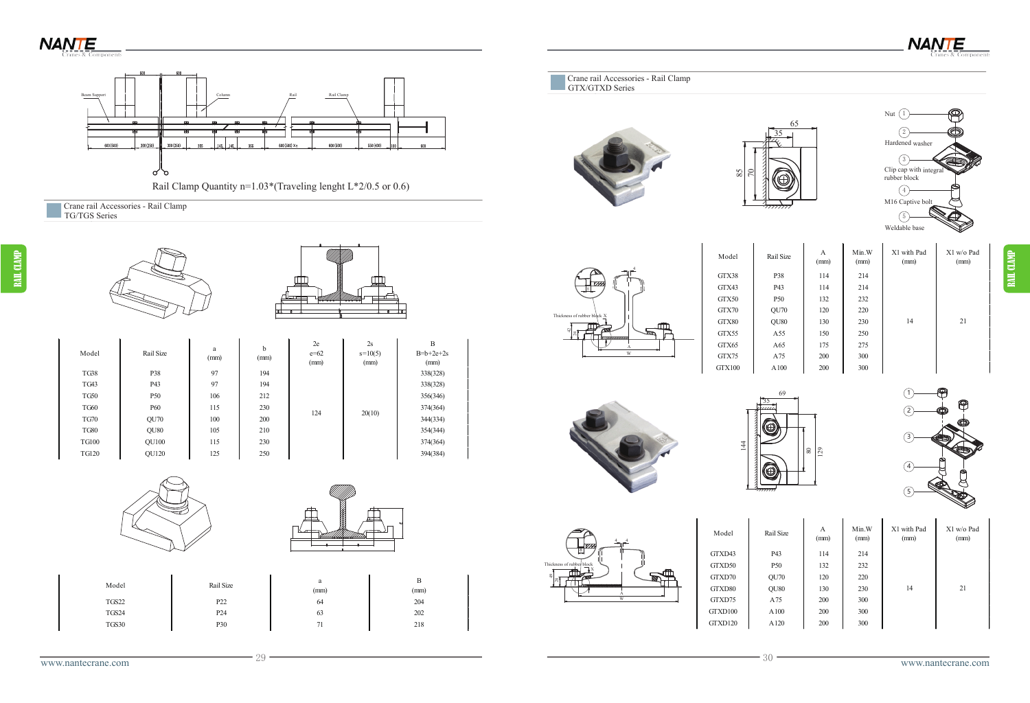Rail Clamp Quantity n=1.03*(Traveling lenght L*2/0.5 or 0.6)

## Crane rail Accessories - Rail Clamp TG/TGS Series

| Model | Rail Size | a (mm) | b (mm) | 2e e=62 (mm) | 2s s=10(5) (mm) | B B=b+2e+2s (mm) |
|---|---|---|---|---|---|---|
| TG38 | P38 | 97 | 194 | 124 | 20(10) | 338(328) |
| TG43 | P43 | 97 | 194 | | | 338(328) |
| TG50 | P50 | 106 | 212 | | | 356(346) |
| TG60 | P60 | 115 | 230 | | | 374(364) |
| TG70 | QU70 | 100 | 200 | | | 344(334) |
| TG80 | QU80 | 105 | 210 | | | 354(344) |
| TG100 | QU100 | 115 | 230 | | | 374(364) |
| TG120 | QU120 | 125 | 250 | | | 394(384) |

| Model | Rail Size | a (mm) | B (mm) |
|---|---|---|---|
| TGS22 | P22 | 64 | 204 |
| TGS24 | P24 | 63 | 202 |
| TGS30 | P30 | 71 | 218 |

## Crane rail Accessories - Rail Clamp GTX/GTXD Series

1. Nut
2. Hardened washer
3. Clip cap with integral rubber block
4. M16 Captive bolt
5. Weldable base

| Model | Rail Size | A (mm) | Min.W (mm) | X1 with Pad (mm) | X1 w/o Pad (mm) |
|---|---|---|---|---|---|
| GTX38 | P38 | 114 | 214 | 14 | 21 |
| GTX43 | P43 | 114 | 214 | | |
| GTX50 | P50 | 132 | 232 | | |
| GTX70 | QU70 | 120 | 220 | | |
| GTX80 | QU80 | 130 | 230 | | |
| GTX55 | A55 | 150 | 250 | | |
| GTX65 | A65 | 175 | 275 | | |
| GTX75 | A75 | 200 | 300 | | |
| GTX100 | A100 | 200 | 300 | | |

| Model | Rail Size | A (mm) | Min.W (mm) | X1 with Pad (mm) | X1 w/o Pad (mm) |
|---|---|---|---|---|---|
| GTXD43 | P43 | 114 | 214 | 14 | 21 |
| GTXD50 | P50 | 132 | 232 | | |
| GTXD70 | QU70 | 120 | 220 | | |
| GTXD80 | QU80 | 130 | 230 | | |
| GTXD75 | A75 | 200 | 300 | | |
| GTXD100 | A100 | 200 | 300 | | |
| GTXD120 | A120 | 200 | 300 | | |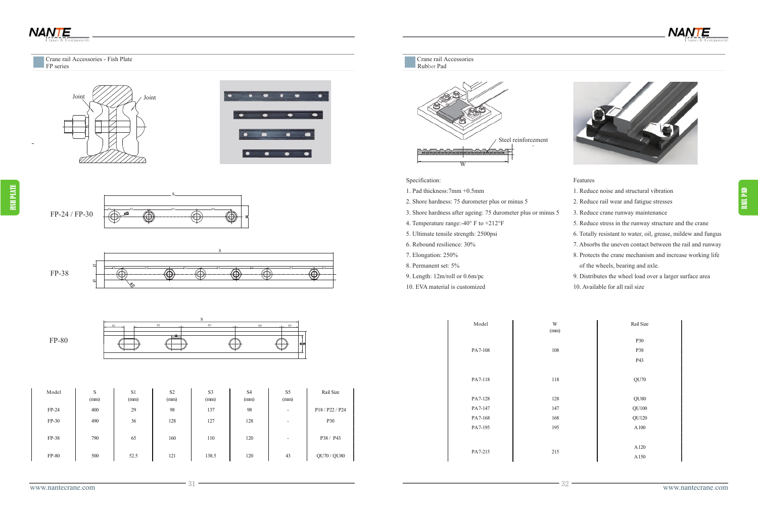## Crane rail Accessories - Fish Plate
FP series

Joint

Joint

FP-24 / FP-30

FP-38

FP-80

| Model | S (mm) | S1 (mm) | S2 (mm) | S3 (mm) | S4 (mm) | S5 (mm) | Rail Size |
|---|---|---|---|---|---|---|---|
| FP-24 | 400 | 29 | 98 | 137 | 98 | - | P18 / P22 / P24 |
| FP-30 | 490 | 36 | 128 | 127 | 128 | - | P30 |
| FP-38 | 790 | 65 | 160 | 110 | 120 | - | P38 / P43 |
| FP-80 | 500 | 52.5 | 121 | 138.5 | 120 | 43 | QU70 / QU80 |

## Crane rail Accessories
Rubber Pad

Steel reinforcement

W

Specification:

1. Pad thickness:7mm +0.5mm
2. Shore hardness: 75 durometer plus or minus 5
3. Shore hardness after ageing: 75 durometer plus or minus 5
4. Temperature range:-40° F to +212°F
5. Ultimate tensile strength: 2500psi
6. Rebound resilience: 30%
7. Elongation: 250%
8. Permanent set: 5%
9. Length: 12m/roll or 0.6m/pc
10. EVA material is customized

Features

1. Reduce noise and structural vibration
2. Reduce rail wear and fatigue stresses
3. Reduce crane runway maintenance
5. Reduce stress in the runway structure and the crane
6. Totally resistant to water, oil, grease, mildew and fungus
7. Absorbs the uneven contact between the rail and runway
8. Protects the crane mechanism and increase working life of the wheels, bearing and axle.
9. Distributes the wheel load over a larger surface area
10. Available for all rail size

| Model | W (mm) | Rail Size |
|---|---|---|
| PA7-108 | 108 | P30 / P38 / P43 |
| PA7-118 | 118 | QU70 |
| PA7-128 | 128 | QU80 |
| PA7-147 | 147 | QU100 |
| PA7-168 | 168 | QU120 |
| PA7-195 | 195 | A100 |
| PA7-215 | 215 | A120 / A150 |